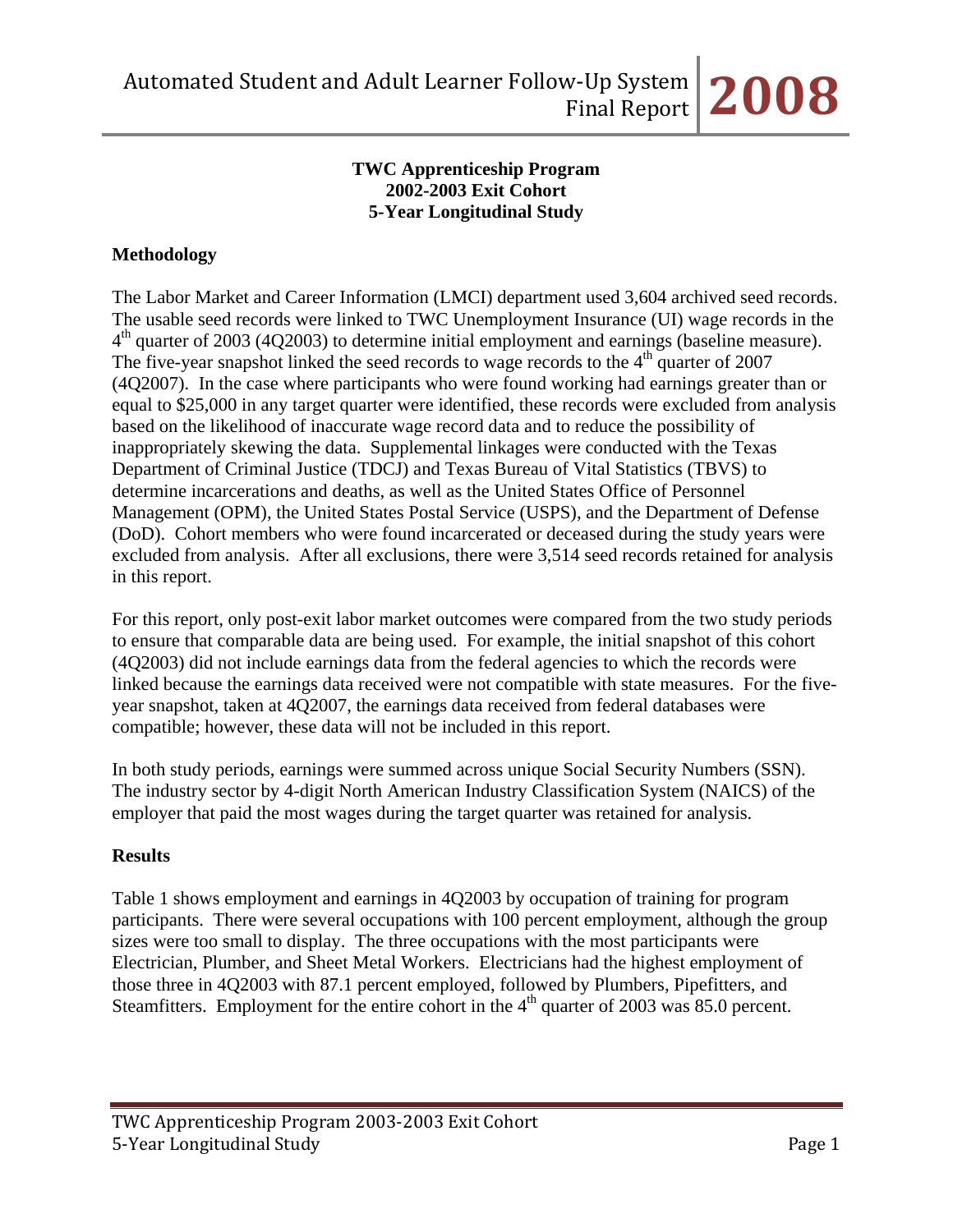# TWC Apprenticeship Program
## 2002-2003 Exit Cohort
## 5-Year Longitudinal Study

### Methodology

The Labor Market and Career Information (LMCI) department used 3,604 archived seed records. The usable seed records were linked to TWC Unemployment Insurance (UI) wage records in the 4th quarter of 2003 (4Q2003) to determine initial employment and earnings (baseline measure). The five-year snapshot linked the seed records to wage records to the 4th quarter of 2007 (4Q2007). In the case where participants who were found working had earnings greater than or equal to $25,000 in any target quarter were identified, these records were excluded from analysis based on the likelihood of inaccurate wage record data and to reduce the possibility of inappropriately skewing the data. Supplemental linkages were conducted with the Texas Department of Criminal Justice (TDCJ) and Texas Bureau of Vital Statistics (TBVS) to determine incarcerations and deaths, as well as the United States Office of Personnel Management (OPM), the United States Postal Service (USPS), and the Department of Defense (DoD). Cohort members who were found incarcerated or deceased during the study years were excluded from analysis. After all exclusions, there were 3,514 seed records retained for analysis in this report.

For this report, only post-exit labor market outcomes were compared from the two study periods to ensure that comparable data are being used. For example, the initial snapshot of this cohort (4Q2003) did not include earnings data from the federal agencies to which the records were linked because the earnings data received were not compatible with state measures. For the five-year snapshot, taken at 4Q2007, the earnings data received from federal databases were compatible; however, these data will not be included in this report.

In both study periods, earnings were summed across unique Social Security Numbers (SSN). The industry sector by 4-digit North American Industry Classification System (NAICS) of the employer that paid the most wages during the target quarter was retained for analysis.

### Results

Table 1 shows employment and earnings in 4Q2003 by occupation of training for program participants. There were several occupations with 100 percent employment, although the group sizes were too small to display. The three occupations with the most participants were Electrician, Plumber, and Sheet Metal Workers. Electricians had the highest employment of those three in 4Q2003 with 87.1 percent employed, followed by Plumbers, Pipefitters, and Steamfitters. Employment for the entire cohort in the 4th quarter of 2003 was 85.0 percent.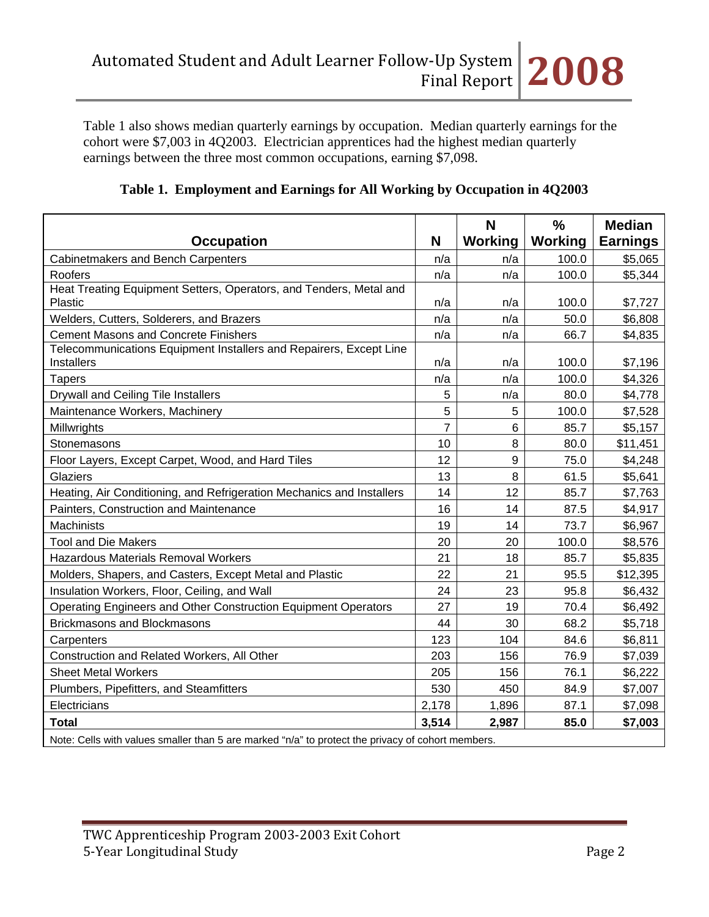Table 1 also shows median quarterly earnings by occupation. Median quarterly earnings for the cohort were $7,003 in 4Q2003. Electrician apprentices had the highest median quarterly earnings between the three most common occupations, earning $7,098.

**Table 1. Employment and Earnings for All Working by Occupation in 4Q2003**

| Occupation | N | N Working | % Working | Median Earnings |
|---|---|---|---|---|
| Cabinetmakers and Bench Carpenters | n/a | n/a | 100.0 | $5,065 |
| Roofers | n/a | n/a | 100.0 | $5,344 |
| Heat Treating Equipment Setters, Operators, and Tenders, Metal and Plastic | n/a | n/a | 100.0 | $7,727 |
| Welders, Cutters, Solderers, and Brazers | n/a | n/a | 50.0 | $6,808 |
| Cement Masons and Concrete Finishers | n/a | n/a | 66.7 | $4,835 |
| Telecommunications Equipment Installers and Repairers, Except Line Installers | n/a | n/a | 100.0 | $7,196 |
| Tapers | n/a | n/a | 100.0 | $4,326 |
| Drywall and Ceiling Tile Installers | 5 | n/a | 80.0 | $4,778 |
| Maintenance Workers, Machinery | 5 | 5 | 100.0 | $7,528 |
| Millwrights | 7 | 6 | 85.7 | $5,157 |
| Stonemasons | 10 | 8 | 80.0 | $11,451 |
| Floor Layers, Except Carpet, Wood, and Hard Tiles | 12 | 9 | 75.0 | $4,248 |
| Glaziers | 13 | 8 | 61.5 | $5,641 |
| Heating, Air Conditioning, and Refrigeration Mechanics and Installers | 14 | 12 | 85.7 | $7,763 |
| Painters, Construction and Maintenance | 16 | 14 | 87.5 | $4,917 |
| Machinists | 19 | 14 | 73.7 | $6,967 |
| Tool and Die Makers | 20 | 20 | 100.0 | $8,576 |
| Hazardous Materials Removal Workers | 21 | 18 | 85.7 | $5,835 |
| Molders, Shapers, and Casters, Except Metal and Plastic | 22 | 21 | 95.5 | $12,395 |
| Insulation Workers, Floor, Ceiling, and Wall | 24 | 23 | 95.8 | $6,432 |
| Operating Engineers and Other Construction Equipment Operators | 27 | 19 | 70.4 | $6,492 |
| Brickmasons and Blockmasons | 44 | 30 | 68.2 | $5,718 |
| Carpenters | 123 | 104 | 84.6 | $6,811 |
| Construction and Related Workers, All Other | 203 | 156 | 76.9 | $7,039 |
| Sheet Metal Workers | 205 | 156 | 76.1 | $6,222 |
| Plumbers, Pipefitters, and Steamfitters | 530 | 450 | 84.9 | $7,007 |
| Electricians | 2,178 | 1,896 | 87.1 | $7,098 |
| **Total** | **3,514** | **2,987** | **85.0** | **$7,003** |

Note: Cells with values smaller than 5 are marked "n/a" to protect the privacy of cohort members.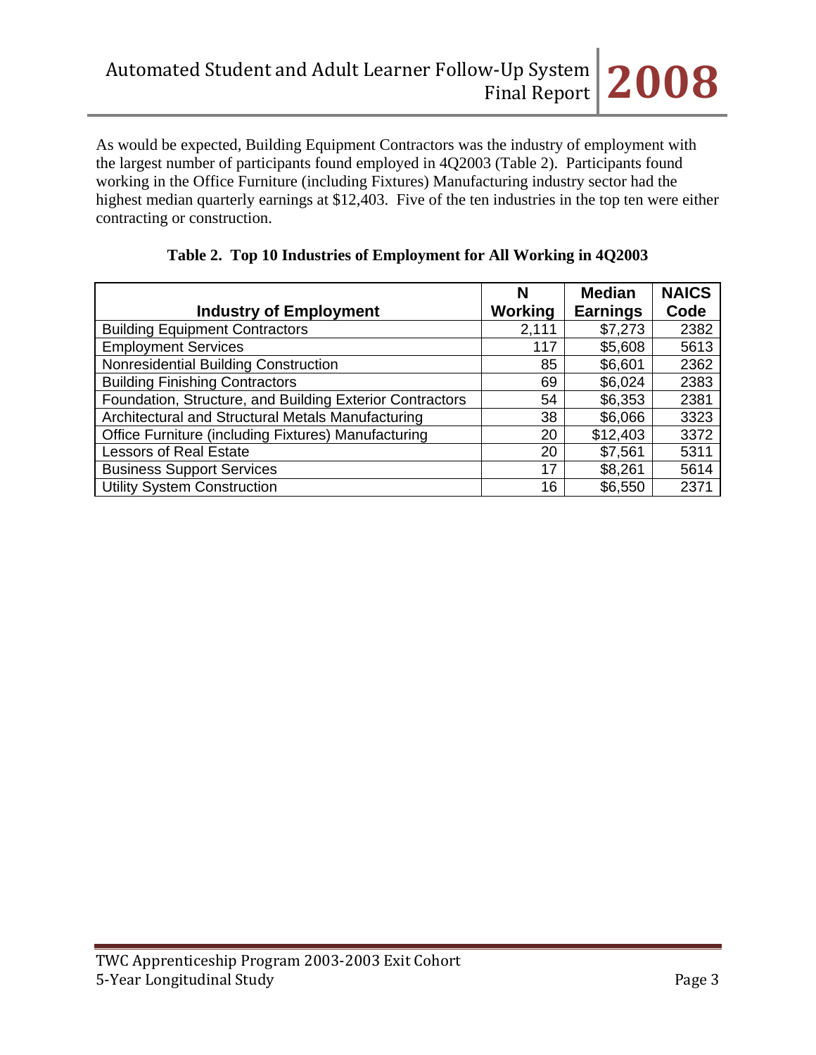As would be expected, Building Equipment Contractors was the industry of employment with the largest number of participants found employed in 4Q2003 (Table 2). Participants found working in the Office Furniture (including Fixtures) Manufacturing industry sector had the highest median quarterly earnings at $12,403. Five of the ten industries in the top ten were either contracting or construction.

**Table 2. Top 10 Industries of Employment for All Working in 4Q2003**

| Industry of Employment | N Working | Median Earnings | NAICS Code |
|---|---|---|---|
| Building Equipment Contractors | 2,111 | $7,273 | 2382 |
| Employment Services | 117 | $5,608 | 5613 |
| Nonresidential Building Construction | 85 | $6,601 | 2362 |
| Building Finishing Contractors | 69 | $6,024 | 2383 |
| Foundation, Structure, and Building Exterior Contractors | 54 | $6,353 | 2381 |
| Architectural and Structural Metals Manufacturing | 38 | $6,066 | 3323 |
| Office Furniture (including Fixtures) Manufacturing | 20 | $12,403 | 3372 |
| Lessors of Real Estate | 20 | $7,561 | 5311 |
| Business Support Services | 17 | $8,261 | 5614 |
| Utility System Construction | 16 | $6,550 | 2371 |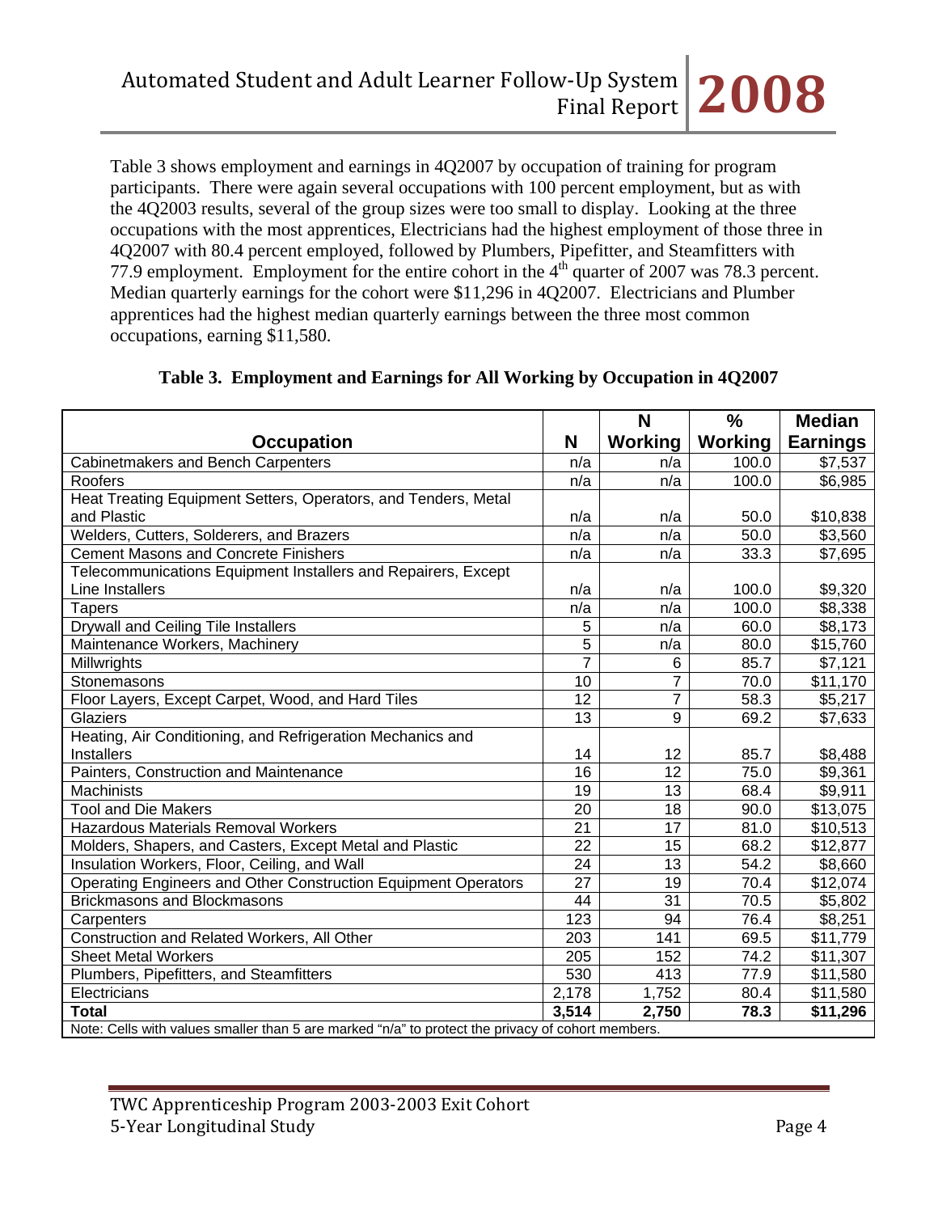Table 3 shows employment and earnings in 4Q2007 by occupation of training for program participants. There were again several occupations with 100 percent employment, but as with the 4Q2003 results, several of the group sizes were too small to display. Looking at the three occupations with the most apprentices, Electricians had the highest employment of those three in 4Q2007 with 80.4 percent employed, followed by Plumbers, Pipefitter, and Steamfitters with 77.9 employment. Employment for the entire cohort in the 4th quarter of 2007 was 78.3 percent. Median quarterly earnings for the cohort were $11,296 in 4Q2007. Electricians and Plumber apprentices had the highest median quarterly earnings between the three most common occupations, earning $11,580.

**Table 3. Employment and Earnings for All Working by Occupation in 4Q2007**

| Occupation | N | N Working | % Working | Median Earnings |
|---|---|---|---|---|
| Cabinetmakers and Bench Carpenters | n/a | n/a | 100.0 | $7,537 |
| Roofers | n/a | n/a | 100.0 | $6,985 |
| Heat Treating Equipment Setters, Operators, and Tenders, Metal and Plastic | n/a | n/a | 50.0 | $10,838 |
| Welders, Cutters, Solderers, and Brazers | n/a | n/a | 50.0 | $3,560 |
| Cement Masons and Concrete Finishers | n/a | n/a | 33.3 | $7,695 |
| Telecommunications Equipment Installers and Repairers, Except Line Installers | n/a | n/a | 100.0 | $9,320 |
| Tapers | n/a | n/a | 100.0 | $8,338 |
| Drywall and Ceiling Tile Installers | 5 | n/a | 60.0 | $8,173 |
| Maintenance Workers, Machinery | 5 | n/a | 80.0 | $15,760 |
| Millwrights | 7 | 6 | 85.7 | $7,121 |
| Stonemasons | 10 | 7 | 70.0 | $11,170 |
| Floor Layers, Except Carpet, Wood, and Hard Tiles | 12 | 7 | 58.3 | $5,217 |
| Glaziers | 13 | 9 | 69.2 | $7,633 |
| Heating, Air Conditioning, and Refrigeration Mechanics and Installers | 14 | 12 | 85.7 | $8,488 |
| Painters, Construction and Maintenance | 16 | 12 | 75.0 | $9,361 |
| Machinists | 19 | 13 | 68.4 | $9,911 |
| Tool and Die Makers | 20 | 18 | 90.0 | $13,075 |
| Hazardous Materials Removal Workers | 21 | 17 | 81.0 | $10,513 |
| Molders, Shapers, and Casters, Except Metal and Plastic | 22 | 15 | 68.2 | $12,877 |
| Insulation Workers, Floor, Ceiling, and Wall | 24 | 13 | 54.2 | $8,660 |
| Operating Engineers and Other Construction Equipment Operators | 27 | 19 | 70.4 | $12,074 |
| Brickmasons and Blockmasons | 44 | 31 | 70.5 | $5,802 |
| Carpenters | 123 | 94 | 76.4 | $8,251 |
| Construction and Related Workers, All Other | 203 | 141 | 69.5 | $11,779 |
| Sheet Metal Workers | 205 | 152 | 74.2 | $11,307 |
| Plumbers, Pipefitters, and Steamfitters | 530 | 413 | 77.9 | $11,580 |
| Electricians | 2,178 | 1,752 | 80.4 | $11,580 |
| **Total** | **3,514** | **2,750** | **78.3** | **$11,296** |

Note: Cells with values smaller than 5 are marked "n/a" to protect the privacy of cohort members.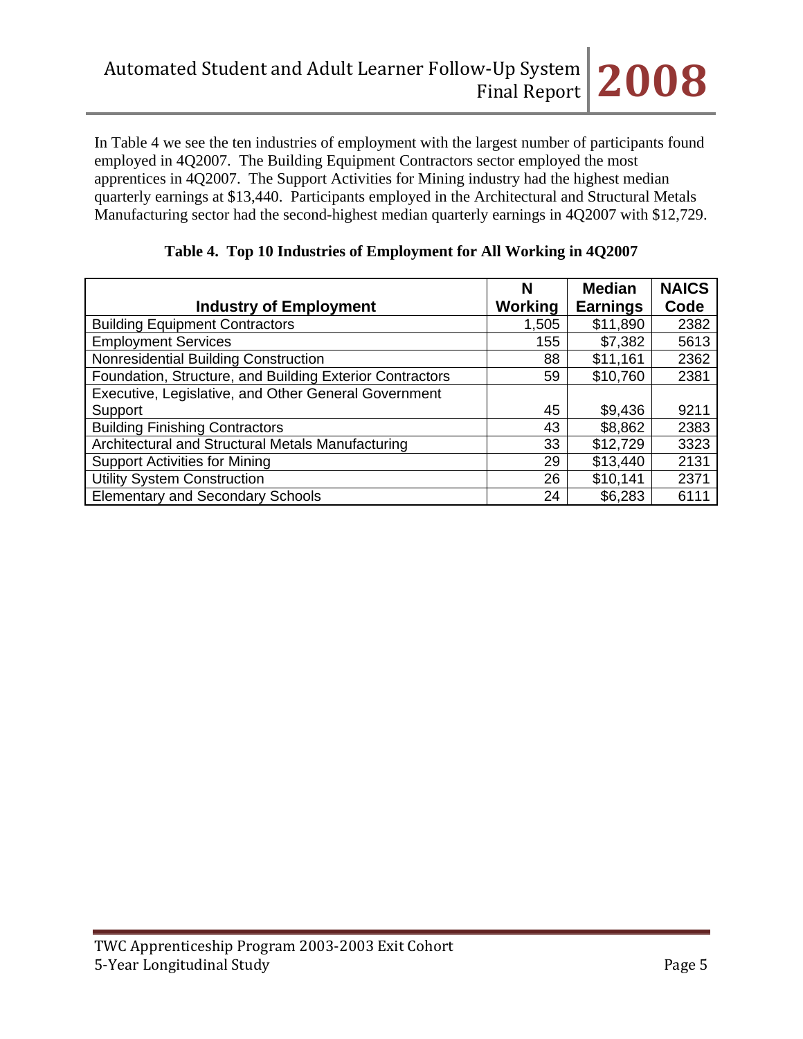In Table 4 we see the ten industries of employment with the largest number of participants found employed in 4Q2007. The Building Equipment Contractors sector employed the most apprentices in 4Q2007. The Support Activities for Mining industry had the highest median quarterly earnings at $13,440. Participants employed in the Architectural and Structural Metals Manufacturing sector had the second-highest median quarterly earnings in 4Q2007 with $12,729.

**Table 4. Top 10 Industries of Employment for All Working in 4Q2007**

| Industry of Employment | N Working | Median Earnings | NAICS Code |
|---|---|---|---|
| Building Equipment Contractors | 1,505 | $11,890 | 2382 |
| Employment Services | 155 | $7,382 | 5613 |
| Nonresidential Building Construction | 88 | $11,161 | 2362 |
| Foundation, Structure, and Building Exterior Contractors | 59 | $10,760 | 2381 |
| Executive, Legislative, and Other General Government Support | 45 | $9,436 | 9211 |
| Building Finishing Contractors | 43 | $8,862 | 2383 |
| Architectural and Structural Metals Manufacturing | 33 | $12,729 | 3323 |
| Support Activities for Mining | 29 | $13,440 | 2131 |
| Utility System Construction | 26 | $10,141 | 2371 |
| Elementary and Secondary Schools | 24 | $6,283 | 6111 |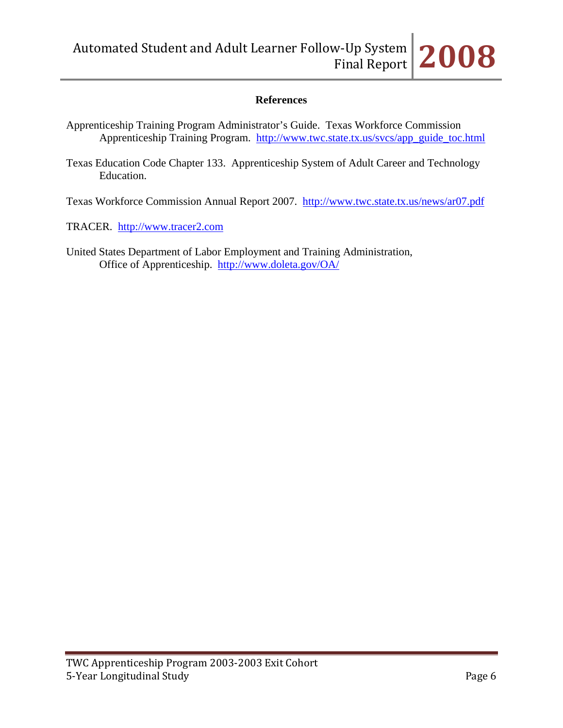## References

Apprenticeship Training Program Administrator's Guide. Texas Workforce Commission Apprenticeship Training Program. http://www.twc.state.tx.us/svcs/app_guide_toc.html

Texas Education Code Chapter 133. Apprenticeship System of Adult Career and Technology Education.

Texas Workforce Commission Annual Report 2007. http://www.twc.state.tx.us/news/ar07.pdf

TRACER. http://www.tracer2.com

United States Department of Labor Employment and Training Administration, Office of Apprenticeship. http://www.doleta.gov/OA/